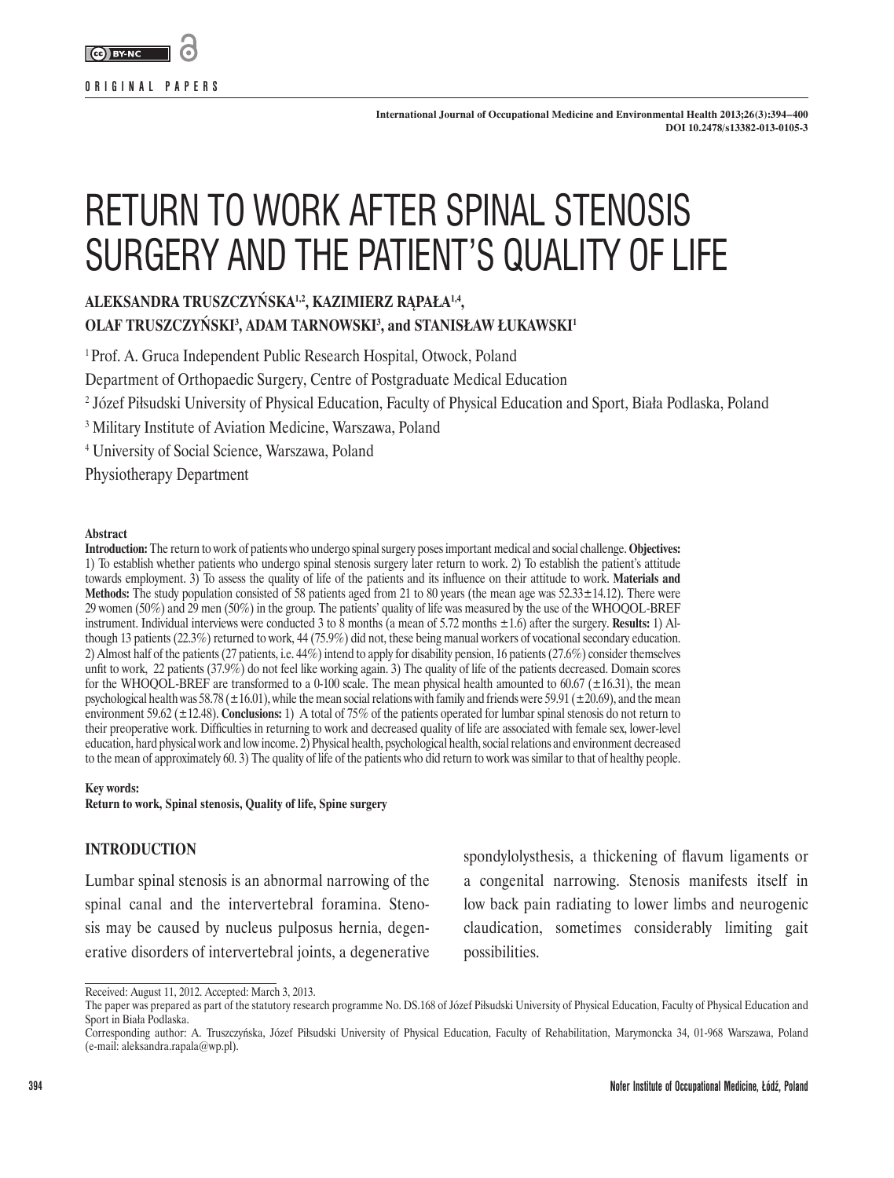ORIGINAL PAPERS

# RETURN TO WORK AFTER SPINAL STENOSIS SURGERY AND THE PATIENT'S QUALITY OF LIFE

**ALEKSANDRA TRUSZCZYŃSKA[1,2], KAZIMIERZ RĄPAŁA[1,4], OLAF TRUSZCZYŃSKI[3], ADAM TARNOWSKI[3], and STANISŁAW ŁUKAWSKI[1]**

[1] Prof. A. Gruca Independent Public Research Hospital, Otwock, Poland
Department of Orthopaedic Surgery, Centre of Postgraduate Medical Education
[2] Józef Piłsudski University of Physical Education, Faculty of Physical Education and Sport, Biała Podlaska, Poland
[3] Military Institute of Aviation Medicine, Warszawa, Poland
[4] University of Social Science, Warszawa, Poland
Physiotherapy Department

### Abstract

**Introduction:** The return to work of patients who undergo spinal surgery poses important medical and social challenge. **Objectives:** 1) To establish whether patients who undergo spinal stenosis surgery later return to work. 2) To establish the patient's attitude towards employment. 3) To assess the quality of life of the patients and its influence on their attitude to work. **Materials and Methods:** The study population consisted of 58 patients aged from 21 to 80 years (the mean age was 52.33±14.12). There were 29 women (50%) and 29 men (50%) in the group. The patients' quality of life was measured by the use of the WHOQOL-BREF instrument. Individual interviews were conducted 3 to 8 months (a mean of 5.72 months ±1.6) after the surgery. **Results:** 1) Although 13 patients (22.3%) returned to work, 44 (75.9%) did not, these being manual workers of vocational secondary education. 2) Almost half of the patients (27 patients, i.e. 44%) intend to apply for disability pension, 16 patients (27.6%) consider themselves unfit to work, 22 patients (37.9%) do not feel like working again. 3) The quality of life of the patients decreased. Domain scores for the WHOQOL-BREF are transformed to a 0-100 scale. The mean physical health amounted to 60.67 (±16.31), the mean psychological health was 58.78 (±16.01), while the mean social relations with family and friends were 59.91 (±20.69), and the mean environment 59.62 (±12.48). **Conclusions:** 1) A total of 75% of the patients operated for lumbar spinal stenosis do not return to their preoperative work. Difficulties in returning to work and decreased quality of life are associated with female sex, lower-level education, hard physical work and low income. 2) Physical health, psychological health, social relations and environment decreased to the mean of approximately 60. 3) The quality of life of the patients who did return to work was similar to that of healthy people.

**Key words:**
**Return to work, Spinal stenosis, Quality of life, Spine surgery**

## INTRODUCTION

Lumbar spinal stenosis is an abnormal narrowing of the spinal canal and the intervertebral foramina. Stenosis may be caused by nucleus pulposus hernia, degenerative disorders of intervertebral joints, a degenerative spondylolysthesis, a thickening of flavum ligaments or a congenital narrowing. Stenosis manifests itself in low back pain radiating to lower limbs and neurogenic claudication, sometimes considerably limiting gait possibilities.

Received: August 11, 2012. Accepted: March 3, 2013.
The paper was prepared as part of the statutory research programme No. DS.168 of Józef Piłsudski University of Physical Education, Faculty of Physical Education and Sport in Biała Podlaska.
Corresponding author: A. Truszczyńska, Józef Piłsudski University of Physical Education, Faculty of Rehabilitation, Marymoncka 34, 01-968 Warszawa, Poland (e-mail: aleksandra.rapala@wp.pl).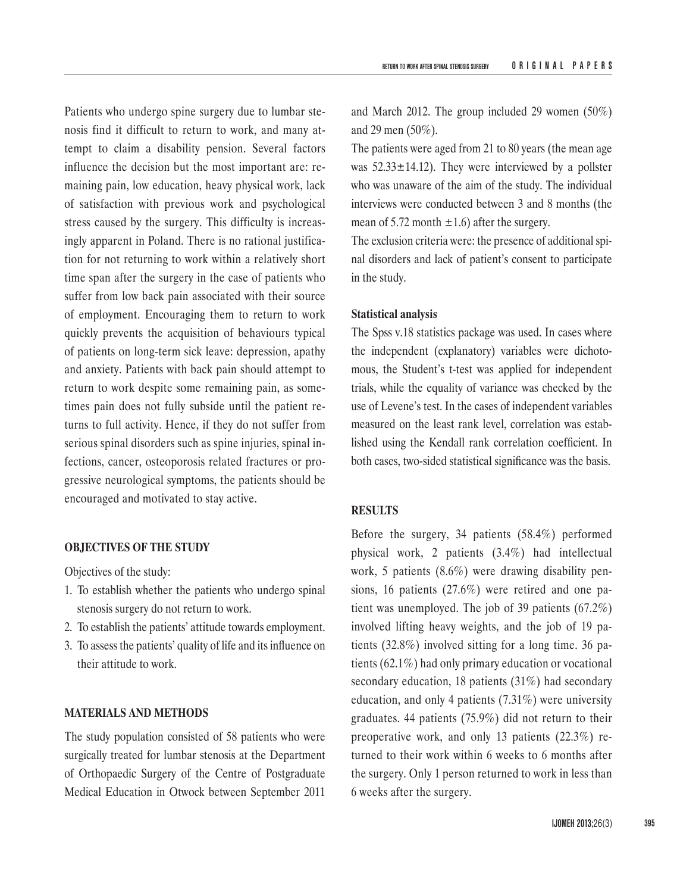Patients who undergo spine surgery due to lumbar stenosis find it difficult to return to work, and many attempt to claim a disability pension. Several factors influence the decision but the most important are: remaining pain, low education, heavy physical work, lack of satisfaction with previous work and psychological stress caused by the surgery. This difficulty is increasingly apparent in Poland. There is no rational justification for not returning to work within a relatively short time span after the surgery in the case of patients who suffer from low back pain associated with their source of employment. Encouraging them to return to work quickly prevents the acquisition of behaviours typical of patients on long-term sick leave: depression, apathy and anxiety. Patients with back pain should attempt to return to work despite some remaining pain, as sometimes pain does not fully subside until the patient returns to full activity. Hence, if they do not suffer from serious spinal disorders such as spine injuries, spinal infections, cancer, osteoporosis related fractures or progressive neurological symptoms, the patients should be encouraged and motivated to stay active.

## OBJECTIVES OF THE STUDY

Objectives of the study:

1. To establish whether the patients who undergo spinal stenosis surgery do not return to work.
2. To establish the patients' attitude towards employment.
3. To assess the patients' quality of life and its influence on their attitude to work.

## MATERIALS AND METHODS

The study population consisted of 58 patients who were surgically treated for lumbar stenosis at the Department of Orthopaedic Surgery of the Centre of Postgraduate Medical Education in Otwock between September 2011 and March 2012. The group included 29 women (50%) and 29 men (50%).

The patients were aged from 21 to 80 years (the mean age was $52.33 \pm 14.12$). They were interviewed by a pollster who was unaware of the aim of the study. The individual interviews were conducted between 3 and 8 months (the mean of 5.72 month $\pm 1.6$) after the surgery.

The exclusion criteria were: the presence of additional spinal disorders and lack of patient's consent to participate in the study.

### Statistical analysis

The Spss v.18 statistics package was used. In cases where the independent (explanatory) variables were dichotomous, the Student's t-test was applied for independent trials, while the equality of variance was checked by the use of Levene's test. In the cases of independent variables measured on the least rank level, correlation was established using the Kendall rank correlation coefficient. In both cases, two-sided statistical significance was the basis.

## RESULTS

Before the surgery, 34 patients (58.4%) performed physical work, 2 patients (3.4%) had intellectual work, 5 patients (8.6%) were drawing disability pensions, 16 patients (27.6%) were retired and one patient was unemployed. The job of 39 patients (67.2%) involved lifting heavy weights, and the job of 19 patients (32.8%) involved sitting for a long time. 36 patients (62.1%) had only primary education or vocational secondary education, 18 patients (31%) had secondary education, and only 4 patients (7.31%) were university graduates. 44 patients (75.9%) did not return to their preoperative work, and only 13 patients (22.3%) returned to their work within 6 weeks to 6 months after the surgery. Only 1 person returned to work in less than 6 weeks after the surgery.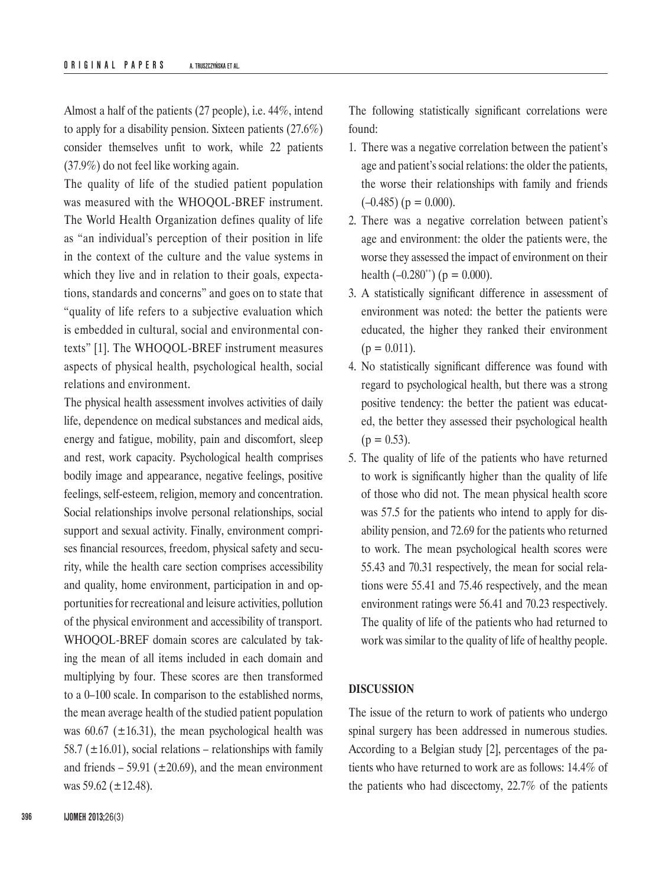Almost a half of the patients (27 people), i.e. 44%, intend to apply for a disability pension. Sixteen patients (27.6%) consider themselves unfit to work, while 22 patients (37.9%) do not feel like working again.

The quality of life of the studied patient population was measured with the WHOQOL-BREF instrument. The World Health Organization defines quality of life as "an individual's perception of their position in life in the context of the culture and the value systems in which they live and in relation to their goals, expectations, standards and concerns" and goes on to state that "quality of life refers to a subjective evaluation which is embedded in cultural, social and environmental contexts" [1]. The WHOQOL-BREF instrument measures aspects of physical health, psychological health, social relations and environment.

The physical health assessment involves activities of daily life, dependence on medical substances and medical aids, energy and fatigue, mobility, pain and discomfort, sleep and rest, work capacity. Psychological health comprises bodily image and appearance, negative feelings, positive feelings, self-esteem, religion, memory and concentration. Social relationships involve personal relationships, social support and sexual activity. Finally, environment comprises financial resources, freedom, physical safety and security, while the health care section comprises accessibility and quality, home environment, participation in and opportunities for recreational and leisure activities, pollution of the physical environment and accessibility of transport.

WHOQOL-BREF domain scores are calculated by taking the mean of all items included in each domain and multiplying by four. These scores are then transformed to a 0–100 scale. In comparison to the established norms, the mean average health of the studied patient population was 60.67 (±16.31), the mean psychological health was 58.7 (±16.01), social relations – relationships with family and friends – 59.91 (±20.69), and the mean environment was 59.62 (±12.48).

The following statistically significant correlations were found:

1. There was a negative correlation between the patient's age and patient's social relations: the older the patients, the worse their relationships with family and friends (–0.485) ($p = 0.000$).
2. There was a negative correlation between patient's age and environment: the older the patients were, the worse they assessed the impact of environment on their health ($-0.280^{**}$) ($p = 0.000$).
3. A statistically significant difference in assessment of environment was noted: the better the patients were educated, the higher they ranked their environment ($p = 0.011$).
4. No statistically significant difference was found with regard to psychological health, but there was a strong positive tendency: the better the patient was educated, the better they assessed their psychological health ($p = 0.53$).
5. The quality of life of the patients who have returned to work is significantly higher than the quality of life of those who did not. The mean physical health score was 57.5 for the patients who intend to apply for disability pension, and 72.69 for the patients who returned to work. The mean psychological health scores were 55.43 and 70.31 respectively, the mean for social relations were 55.41 and 75.46 respectively, and the mean environment ratings were 56.41 and 70.23 respectively. The quality of life of the patients who had returned to work was similar to the quality of life of healthy people.

## DISCUSSION

The issue of the return to work of patients who undergo spinal surgery has been addressed in numerous studies. According to a Belgian study [2], percentages of the patients who have returned to work are as follows: 14.4% of the patients who had discectomy, 22.7% of the patients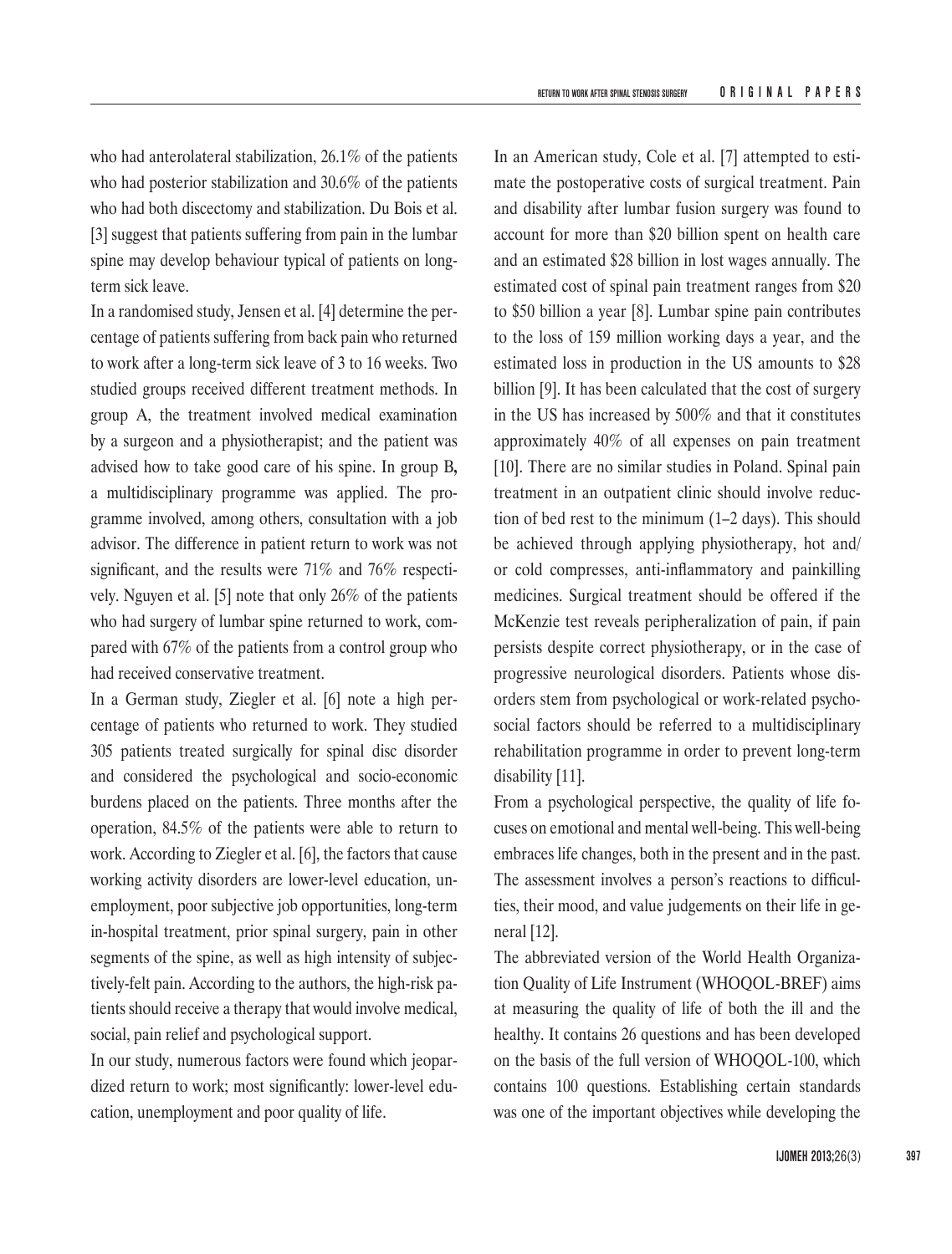who had anterolateral stabilization, 26.1% of the patients who had posterior stabilization and 30.6% of the patients who had both discectomy and stabilization. Du Bois et al. [3] suggest that patients suffering from pain in the lumbar spine may develop behaviour typical of patients on long-term sick leave.

In a randomised study, Jensen et al. [4] determine the percentage of patients suffering from back pain who returned to work after a long-term sick leave of 3 to 16 weeks. Two studied groups received different treatment methods. In group A, the treatment involved medical examination by a surgeon and a physiotherapist; and the patient was advised how to take good care of his spine. In group B, a multidisciplinary programme was applied. The programme involved, among others, consultation with a job advisor. The difference in patient return to work was not significant, and the results were 71% and 76% respectively. Nguyen et al. [5] note that only 26% of the patients who had surgery of lumbar spine returned to work, compared with 67% of the patients from a control group who had received conservative treatment.

In a German study, Ziegler et al. [6] note a high percentage of patients who returned to work. They studied 305 patients treated surgically for spinal disc disorder and considered the psychological and socio-economic burdens placed on the patients. Three months after the operation, 84.5% of the patients were able to return to work. According to Ziegler et al. [6], the factors that cause working activity disorders are lower-level education, unemployment, poor subjective job opportunities, long-term in-hospital treatment, prior spinal surgery, pain in other segments of the spine, as well as high intensity of subjectively-felt pain. According to the authors, the high-risk patients should receive a therapy that would involve medical, social, pain relief and psychological support.

In our study, numerous factors were found which jeopardized return to work; most significantly: lower-level education, unemployment and poor quality of life.

In an American study, Cole et al. [7] attempted to estimate the postoperative costs of surgical treatment. Pain and disability after lumbar fusion surgery was found to account for more than $20 billion spent on health care and an estimated $28 billion in lost wages annually. The estimated cost of spinal pain treatment ranges from $20 to $50 billion a year [8]. Lumbar spine pain contributes to the loss of 159 million working days a year, and the estimated loss in production in the US amounts to $28 billion [9]. It has been calculated that the cost of surgery in the US has increased by 500% and that it constitutes approximately 40% of all expenses on pain treatment [10]. There are no similar studies in Poland. Spinal pain treatment in an outpatient clinic should involve reduction of bed rest to the minimum (1–2 days). This should be achieved through applying physiotherapy, hot and/or cold compresses, anti-inflammatory and painkilling medicines. Surgical treatment should be offered if the McKenzie test reveals peripheralization of pain, if pain persists despite correct physiotherapy, or in the case of progressive neurological disorders. Patients whose disorders stem from psychological or work-related psychosocial factors should be referred to a multidisciplinary rehabilitation programme in order to prevent long-term disability [11].

From a psychological perspective, the quality of life focuses on emotional and mental well-being. This well-being embraces life changes, both in the present and in the past. The assessment involves a person's reactions to difficulties, their mood, and value judgements on their life in general [12].

The abbreviated version of the World Health Organization Quality of Life Instrument (WHOQOL-BREF) aims at measuring the quality of life of both the ill and the healthy. It contains 26 questions and has been developed on the basis of the full version of WHOQOL-100, which contains 100 questions. Establishing certain standards was one of the important objectives while developing the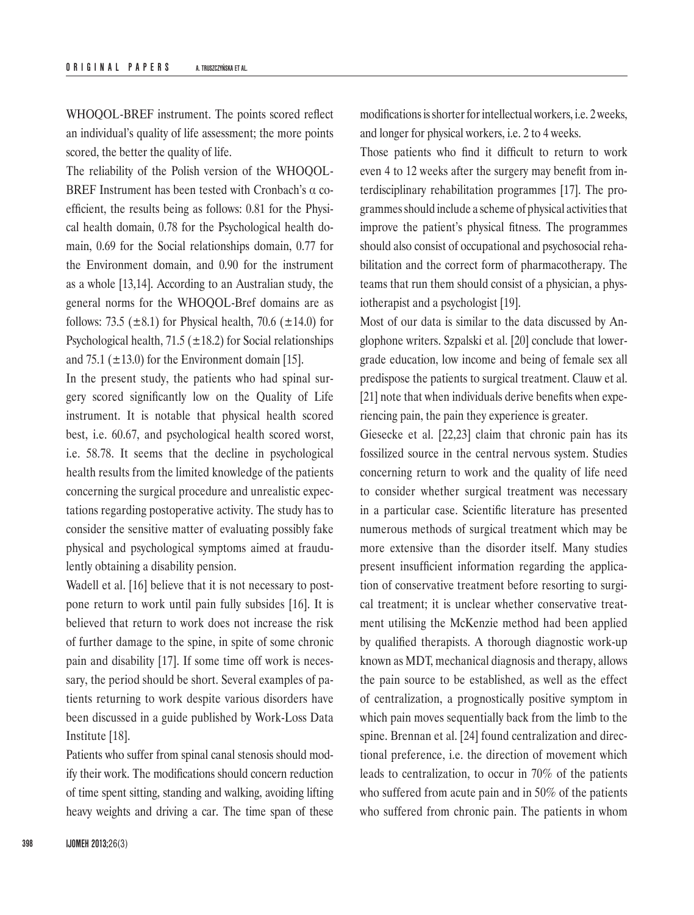WHOQOL-BREF instrument. The points scored reflect an individual's quality of life assessment; the more points scored, the better the quality of life.

The reliability of the Polish version of the WHOQOL-BREF Instrument has been tested with Cronbach's α coefficient, the results being as follows: 0.81 for the Physical health domain, 0.78 for the Psychological health domain, 0.69 for the Social relationships domain, 0.77 for the Environment domain, and 0.90 for the instrument as a whole [13,14]. According to an Australian study, the general norms for the WHOQOL-Bref domains are as follows: 73.5 (±8.1) for Physical health, 70.6 (±14.0) for Psychological health, 71.5 (±18.2) for Social relationships and 75.1 (±13.0) for the Environment domain [15].

In the present study, the patients who had spinal surgery scored significantly low on the Quality of Life instrument. It is notable that physical health scored best, i.e. 60.67, and psychological health scored worst, i.e. 58.78. It seems that the decline in psychological health results from the limited knowledge of the patients concerning the surgical procedure and unrealistic expectations regarding postoperative activity. The study has to consider the sensitive matter of evaluating possibly fake physical and psychological symptoms aimed at fraudulently obtaining a disability pension.

Wadell et al. [16] believe that it is not necessary to postpone return to work until pain fully subsides [16]. It is believed that return to work does not increase the risk of further damage to the spine, in spite of some chronic pain and disability [17]. If some time off work is necessary, the period should be short. Several examples of patients returning to work despite various disorders have been discussed in a guide published by Work-Loss Data Institute [18].

Patients who suffer from spinal canal stenosis should modify their work. The modifications should concern reduction of time spent sitting, standing and walking, avoiding lifting heavy weights and driving a car. The time span of these modifications is shorter for intellectual workers, i.e. 2 weeks, and longer for physical workers, i.e. 2 to 4 weeks.

Those patients who find it difficult to return to work even 4 to 12 weeks after the surgery may benefit from interdisciplinary rehabilitation programmes [17]. The programmes should include a scheme of physical activities that improve the patient's physical fitness. The programmes should also consist of occupational and psychosocial rehabilitation and the correct form of pharmacotherapy. The teams that run them should consist of a physician, a physiotherapist and a psychologist [19].

Most of our data is similar to the data discussed by Anglophone writers. Szpalski et al. [20] conclude that lower-grade education, low income and being of female sex all predispose the patients to surgical treatment. Clauw et al. [21] note that when individuals derive benefits when experiencing pain, the pain they experience is greater.

Giesecke et al. [22,23] claim that chronic pain has its fossilized source in the central nervous system. Studies concerning return to work and the quality of life need to consider whether surgical treatment was necessary in a particular case. Scientific literature has presented numerous methods of surgical treatment which may be more extensive than the disorder itself. Many studies present insufficient information regarding the application of conservative treatment before resorting to surgical treatment; it is unclear whether conservative treatment utilising the McKenzie method had been applied by qualified therapists. A thorough diagnostic work-up known as MDT, mechanical diagnosis and therapy, allows the pain source to be established, as well as the effect of centralization, a prognostically positive symptom in which pain moves sequentially back from the limb to the spine. Brennan et al. [24] found centralization and directional preference, i.e. the direction of movement which leads to centralization, to occur in 70% of the patients who suffered from acute pain and in 50% of the patients who suffered from chronic pain. The patients in whom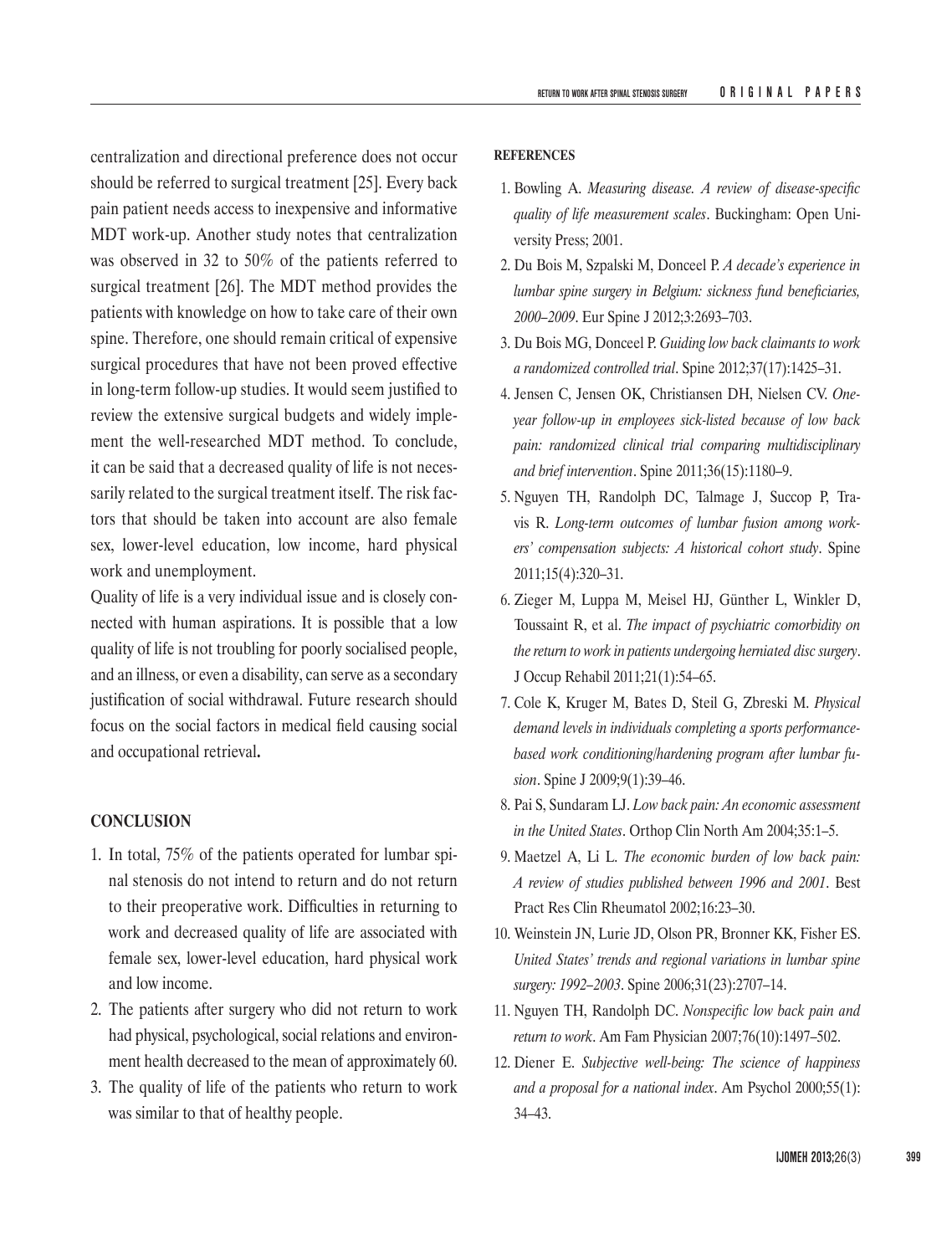centralization and directional preference does not occur should be referred to surgical treatment [25]. Every back pain patient needs access to inexpensive and informative MDT work-up. Another study notes that centralization was observed in 32 to 50% of the patients referred to surgical treatment [26]. The MDT method provides the patients with knowledge on how to take care of their own spine. Therefore, one should remain critical of expensive surgical procedures that have not been proved effective in long-term follow-up studies. It would seem justified to review the extensive surgical budgets and widely implement the well-researched MDT method. To conclude, it can be said that a decreased quality of life is not necessarily related to the surgical treatment itself. The risk factors that should be taken into account are also female sex, lower-level education, low income, hard physical work and unemployment.

Quality of life is a very individual issue and is closely connected with human aspirations. It is possible that a low quality of life is not troubling for poorly socialised people, and an illness, or even a disability, can serve as a secondary justification of social withdrawal. Future research should focus on the social factors in medical field causing social and occupational retrieval**.**

## CONCLUSION

1. In total, 75% of the patients operated for lumbar spinal stenosis do not intend to return and do not return to their preoperative work. Difficulties in returning to work and decreased quality of life are associated with female sex, lower-level education, hard physical work and low income.
2. The patients after surgery who did not return to work had physical, psychological, social relations and environment health decreased to the mean of approximately 60.
3. The quality of life of the patients who return to work was similar to that of healthy people.

## REFERENCES

1. Bowling A. *Measuring disease. A review of disease-specific quality of life measurement scales*. Buckingham: Open University Press; 2001.
2. Du Bois M, Szpalski M, Donceel P. *A decade's experience in lumbar spine surgery in Belgium: sickness fund beneficiaries, 2000–2009*. Eur Spine J 2012;3:2693–703.
3. Du Bois MG, Donceel P. *Guiding low back claimants to work a randomized controlled trial*. Spine 2012;37(17):1425–31.
4. Jensen C, Jensen OK, Christiansen DH, Nielsen CV. *One-year follow-up in employees sick-listed because of low back pain: randomized clinical trial comparing multidisciplinary and brief intervention*. Spine 2011;36(15):1180–9.
5. Nguyen TH, Randolph DC, Talmage J, Succop P, Travis R. *Long-term outcomes of lumbar fusion among workers' compensation subjects: A historical cohort study*. Spine 2011;15(4):320–31.
6. Zieger M, Luppa M, Meisel HJ, Günther L, Winkler D, Toussaint R, et al. *The impact of psychiatric comorbidity on the return to work in patients undergoing herniated disc surgery*. J Occup Rehabil 2011;21(1):54–65.
7. Cole K, Kruger M, Bates D, Steil G, Zbreski M. *Physical demand levels in individuals completing a sports performance-based work conditioning/hardening program after lumbar fusion*. Spine J 2009;9(1):39–46.
8. Pai S, Sundaram LJ. *Low back pain: An economic assessment in the United States*. Orthop Clin North Am 2004;35:1–5.
9. Maetzel A, Li L. *The economic burden of low back pain: A review of studies published between 1996 and 2001*. Best Pract Res Clin Rheumatol 2002;16:23–30.
10. Weinstein JN, Lurie JD, Olson PR, Bronner KK, Fisher ES. *United States' trends and regional variations in lumbar spine surgery: 1992–2003*. Spine 2006;31(23):2707–14.
11. Nguyen TH, Randolph DC. *Nonspecific low back pain and return to work*. Am Fam Physician 2007;76(10):1497–502.
12. Diener E. *Subjective well-being: The science of happiness and a proposal for a national index*. Am Psychol 2000;55(1): 34–43.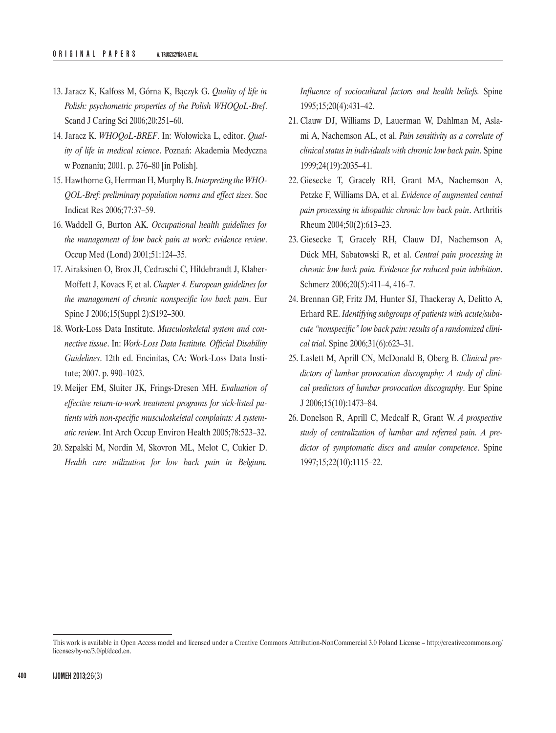13. Jaracz K, Kalfoss M, Górna K, Bączyk G. *Quality of life in Polish: psychometric properties of the Polish WHOQoL-Bref*. Scand J Caring Sci 2006;20:251–60.
14. Jaracz K. *WHOQoL-BREF*. In: Wołowicka L, editor. *Quality of life in medical science*. Poznań: Akademia Medyczna w Poznaniu; 2001. p. 276–80 [in Polish].
15. Hawthorne G, Herrman H, Murphy B. *Interpreting the WHOQOL-Bref: preliminary population norms and effect sizes*. Soc Indicat Res 2006;77:37–59.
16. Waddell G, Burton AK. *Occupational health guidelines for the management of low back pain at work: evidence review*. Occup Med (Lond) 2001;51:124–35.
17. Airaksinen O, Brox JI, Cedraschi C, Hildebrandt J, Klaber-Moffett J, Kovacs F, et al. *Chapter 4. European guidelines for the management of chronic nonspecific low back pain*. Eur Spine J 2006;15(Suppl 2):S192–300.
18. Work-Loss Data Institute. *Musculoskeletal system and connective tissue*. In: *Work-Loss Data Institute. Official Disability Guidelines*. 12th ed. Encinitas, CA: Work-Loss Data Institute; 2007. p. 990–1023.
19. Meijer EM, Sluiter JK, Frings-Dresen MH. *Evaluation of effective return-to-work treatment programs for sick-listed patients with non-specific musculoskeletal complaints: A systematic review*. Int Arch Occup Environ Health 2005;78:523–32.
20. Szpalski M, Nordin M, Skovron ML, Melot C, Cukier D. *Health care utilization for low back pain in Belgium. Influence of sociocultural factors and health beliefs.* Spine 1995;15;20(4):431–42.
21. Clauw DJ, Williams D, Lauerman W, Dahlman M, Aslami A, Nachemson AL, et al. *Pain sensitivity as a correlate of clinical status in individuals with chronic low back pain*. Spine 1999;24(19):2035–41.
22. Giesecke T, Gracely RH, Grant MA, Nachemson A, Petzke F, Williams DA, et al. *Evidence of augmented central pain processing in idiopathic chronic low back pain*. Arthritis Rheum 2004;50(2):613–23.
23. Giesecke T, Gracely RH, Clauw DJ, Nachemson A, Dück MH, Sabatowski R, et al. *Central pain processing in chronic low back pain. Evidence for reduced pain inhibition*. Schmerz 2006;20(5):411–4, 416–7.
24. Brennan GP, Fritz JM, Hunter SJ, Thackeray A, Delitto A, Erhard RE. *Identifying subgroups of patients with acute/subacute "nonspecific" low back pain: results of a randomized clinical trial*. Spine 2006;31(6):623–31.
25. Laslett M, Aprill CN, McDonald B, Oberg B. *Clinical predictors of lumbar provocation discography: A study of clinical predictors of lumbar provocation discography*. Eur Spine J 2006;15(10):1473–84.
26. Donelson R, Aprill C, Medcalf R, Grant W. *A prospective study of centralization of lumbar and referred pain. A predictor of symptomatic discs and anular competence*. Spine 1997;15;22(10):1115–22.

This work is available in Open Access model and licensed under a Creative Commons Attribution-NonCommercial 3.0 Poland License – http://creativecommons.org/licenses/by-nc/3.0/pl/deed.en.